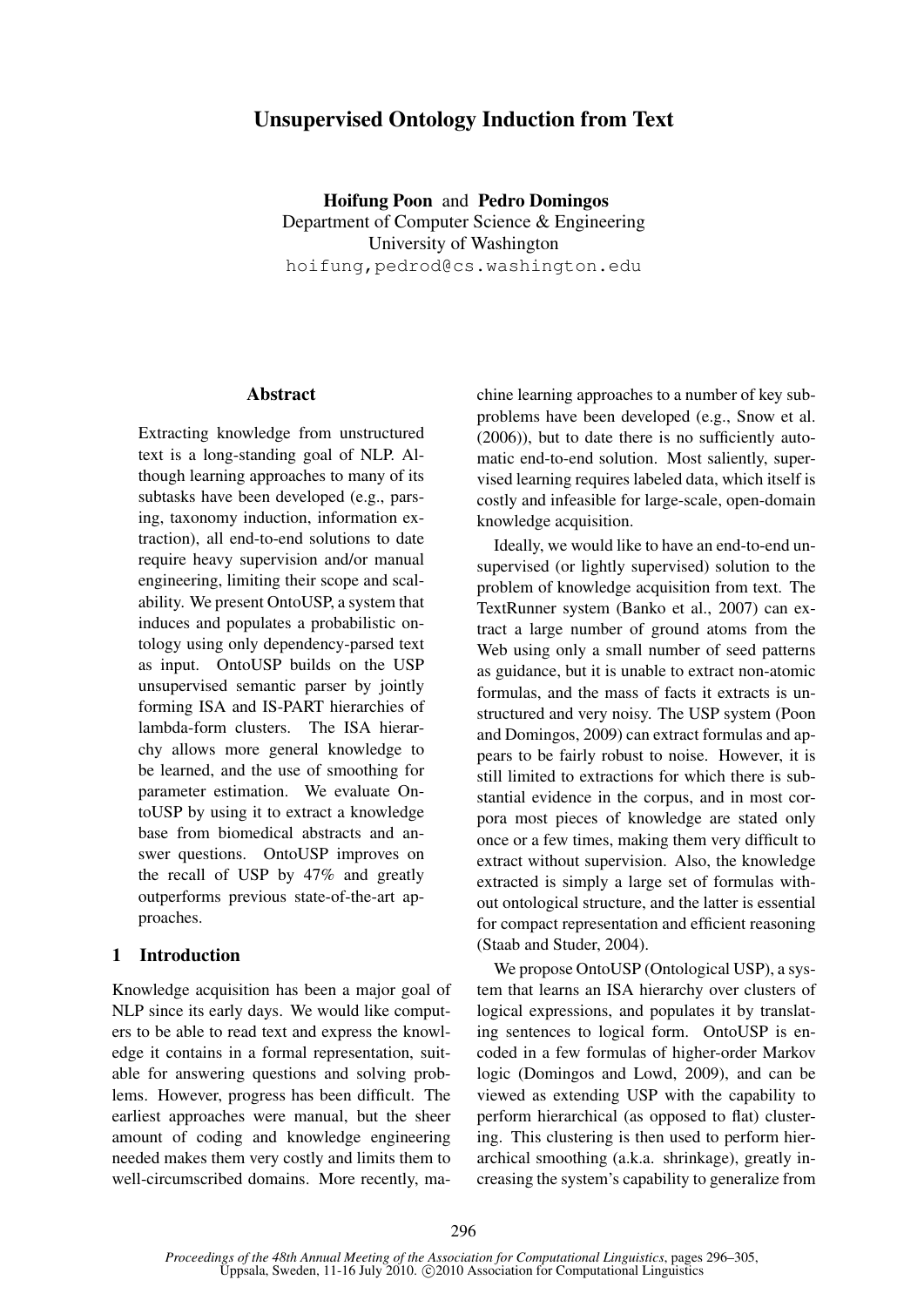# Unsupervised Ontology Induction from Text

**Hoifung Poon** and **Pedro Domingos**
Department of Computer Science & Engineering
University of Washington
hoifung,pedrod@cs.washington.edu

## Abstract

Extracting knowledge from unstructured text is a long-standing goal of NLP. Although learning approaches to many of its subtasks have been developed (e.g., parsing, taxonomy induction, information extraction), all end-to-end solutions to date require heavy supervision and/or manual engineering, limiting their scope and scalability. We present OntoUSP, a system that induces and populates a probabilistic ontology using only dependency-parsed text as input. OntoUSP builds on the USP unsupervised semantic parser by jointly forming ISA and IS-PART hierarchies of lambda-form clusters. The ISA hierarchy allows more general knowledge to be learned, and the use of smoothing for parameter estimation. We evaluate OntoUSP by using it to extract a knowledge base from biomedical abstracts and answer questions. OntoUSP improves on the recall of USP by 47% and greatly outperforms previous state-of-the-art approaches.

## 1 Introduction

Knowledge acquisition has been a major goal of NLP since its early days. We would like computers to be able to read text and express the knowledge it contains in a formal representation, suitable for answering questions and solving problems. However, progress has been difficult. The earliest approaches were manual, but the sheer amount of coding and knowledge engineering needed makes them very costly and limits them to well-circumscribed domains. More recently, machine learning approaches to a number of key subproblems have been developed (e.g., Snow et al. (2006)), but to date there is no sufficiently automatic end-to-end solution. Most saliently, supervised learning requires labeled data, which itself is costly and infeasible for large-scale, open-domain knowledge acquisition.

Ideally, we would like to have an end-to-end unsupervised (or lightly supervised) solution to the problem of knowledge acquisition from text. The TextRunner system (Banko et al., 2007) can extract a large number of ground atoms from the Web using only a small number of seed patterns as guidance, but it is unable to extract non-atomic formulas, and the mass of facts it extracts is unstructured and very noisy. The USP system (Poon and Domingos, 2009) can extract formulas and appears to be fairly robust to noise. However, it is still limited to extractions for which there is substantial evidence in the corpus, and in most corpora most pieces of knowledge are stated only once or a few times, making them very difficult to extract without supervision. Also, the knowledge extracted is simply a large set of formulas without ontological structure, and the latter is essential for compact representation and efficient reasoning (Staab and Studer, 2004).

We propose OntoUSP (Ontological USP), a system that learns an ISA hierarchy over clusters of logical expressions, and populates it by translating sentences to logical form. OntoUSP is encoded in a few formulas of higher-order Markov logic (Domingos and Lowd, 2009), and can be viewed as extending USP with the capability to perform hierarchical (as opposed to flat) clustering. This clustering is then used to perform hierarchical smoothing (a.k.a. shrinkage), greatly increasing the system's capability to generalize from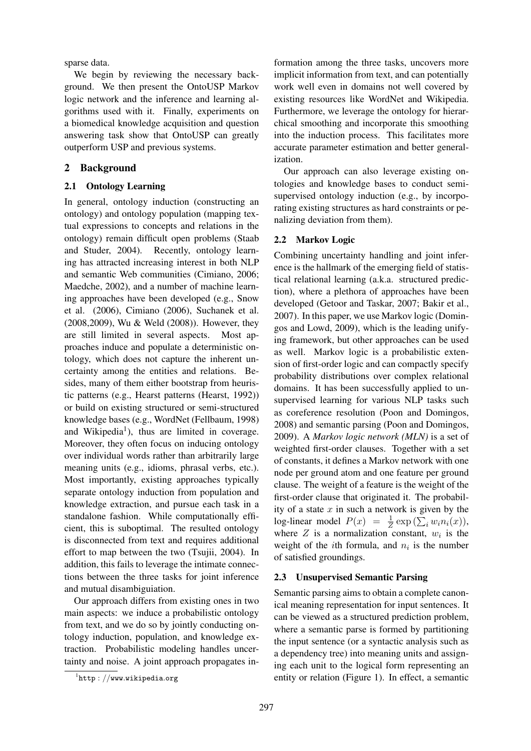sparse data.

We begin by reviewing the necessary background. We then present the OntoUSP Markov logic network and the inference and learning algorithms used with it. Finally, experiments on a biomedical knowledge acquisition and question answering task show that OntoUSP can greatly outperform USP and previous systems.

## 2 Background

### 2.1 Ontology Learning

In general, ontology induction (constructing an ontology) and ontology population (mapping textual expressions to concepts and relations in the ontology) remain difficult open problems (Staab and Studer, 2004). Recently, ontology learning has attracted increasing interest in both NLP and semantic Web communities (Cimiano, 2006; Maedche, 2002), and a number of machine learning approaches have been developed (e.g., Snow et al. (2006), Cimiano (2006), Suchanek et al. (2008,2009), Wu & Weld (2008)). However, they are still limited in several aspects. Most approaches induce and populate a deterministic ontology, which does not capture the inherent uncertainty among the entities and relations. Besides, many of them either bootstrap from heuristic patterns (e.g., Hearst patterns (Hearst, 1992)) or build on existing structured or semi-structured knowledge bases (e.g., WordNet (Fellbaum, 1998) and Wikipedia[1]), thus are limited in coverage. Moreover, they often focus on inducing ontology over individual words rather than arbitrarily large meaning units (e.g., idioms, phrasal verbs, etc.). Most importantly, existing approaches typically separate ontology induction from population and knowledge extraction, and pursue each task in a standalone fashion. While computationally efficient, this is suboptimal. The resulted ontology is disconnected from text and requires additional effort to map between the two (Tsujii, 2004). In addition, this fails to leverage the intimate connections between the three tasks for joint inference and mutual disambiguiation.

Our approach differs from existing ones in two main aspects: we induce a probabilistic ontology from text, and we do so by jointly conducting ontology induction, population, and knowledge extraction. Probabilistic modeling handles uncertainty and noise. A joint approach propagates information among the three tasks, uncovers more implicit information from text, and can potentially work well even in domains not well covered by existing resources like WordNet and Wikipedia. Furthermore, we leverage the ontology for hierarchical smoothing and incorporate this smoothing into the induction process. This facilitates more accurate parameter estimation and better generalization.

Our approach can also leverage existing ontologies and knowledge bases to conduct semi-supervised ontology induction (e.g., by incorporating existing structures as hard constraints or penalizing deviation from them).

### 2.2 Markov Logic

Combining uncertainty handling and joint inference is the hallmark of the emerging field of statistical relational learning (a.k.a. structured prediction), where a plethora of approaches have been developed (Getoor and Taskar, 2007; Bakir et al., 2007). In this paper, we use Markov logic (Domingos and Lowd, 2009), which is the leading unifying framework, but other approaches can be used as well. Markov logic is a probabilistic extension of first-order logic and can compactly specify probability distributions over complex relational domains. It has been successfully applied to unsupervised learning for various NLP tasks such as coreference resolution (Poon and Domingos, 2008) and semantic parsing (Poon and Domingos, 2009). A *Markov logic network (MLN)* is a set of weighted first-order clauses. Together with a set of constants, it defines a Markov network with one node per ground atom and one feature per ground clause. The weight of a feature is the weight of the first-order clause that originated it. The probability of a state $x$ in such a network is given by the log-linear model $P(x) = \frac{1}{Z} \exp\left(\sum_i w_i n_i(x)\right)$, where $Z$ is a normalization constant, $w_i$ is the weight of the $i$th formula, and $n_i$ is the number of satisfied groundings.

### 2.3 Unsupervised Semantic Parsing

Semantic parsing aims to obtain a complete canonical meaning representation for input sentences. It can be viewed as a structured prediction problem, where a semantic parse is formed by partitioning the input sentence (or a syntactic analysis such as a dependency tree) into meaning units and assigning each unit to the logical form representing an entity or relation (Figure 1). In effect, a semantic

[1] http://www.wikipedia.org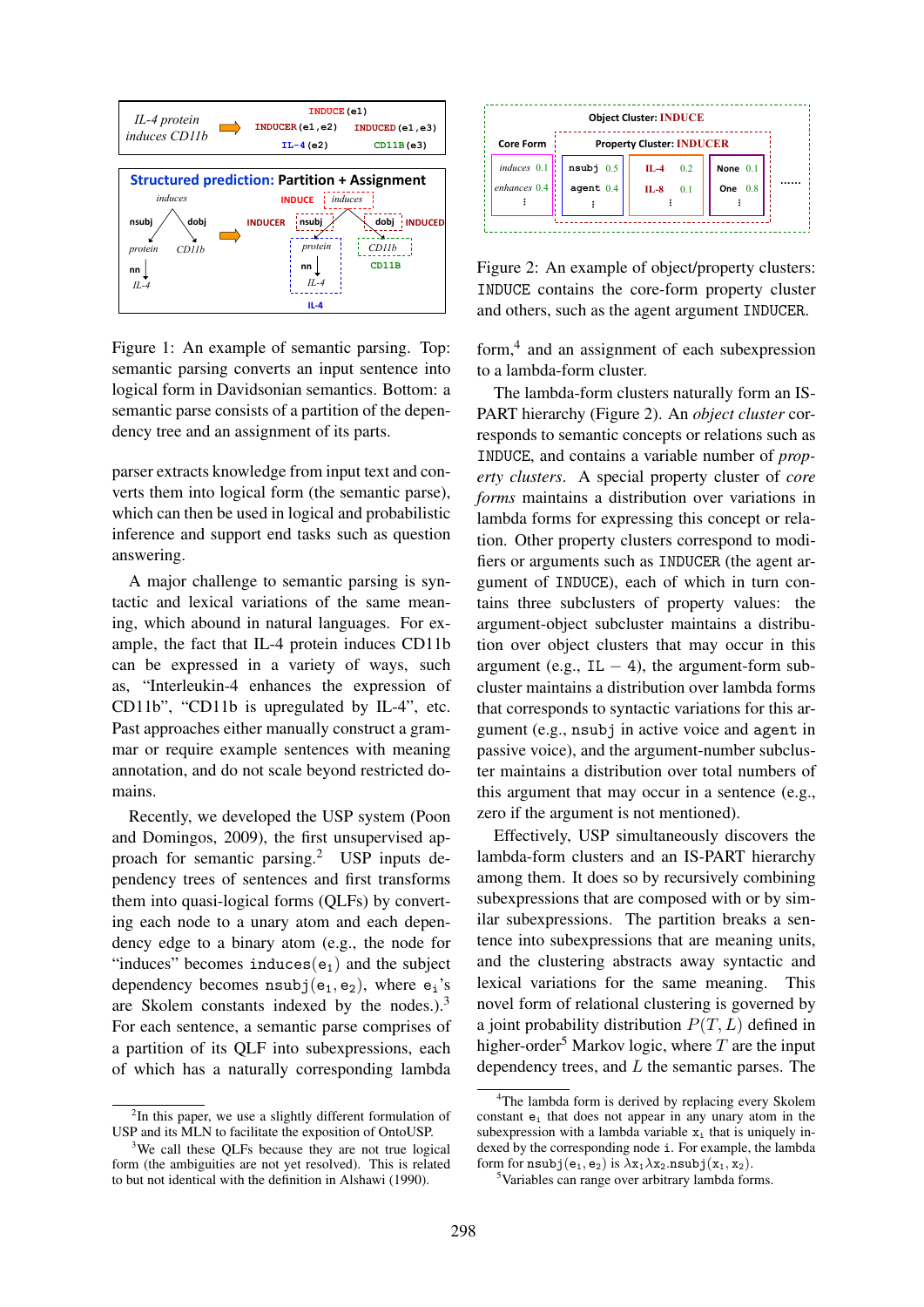Figure 1: An example of semantic parsing. Top: semantic parsing converts an input sentence into logical form in Davidsonian semantics. Bottom: a semantic parse consists of a partition of the dependency tree and an assignment of its parts.

parser extracts knowledge from input text and converts them into logical form (the semantic parse), which can then be used in logical and probabilistic inference and support end tasks such as question answering.

A major challenge to semantic parsing is syntactic and lexical variations of the same meaning, which abound in natural languages. For example, the fact that IL-4 protein induces CD11b can be expressed in a variety of ways, such as, "Interleukin-4 enhances the expression of CD11b", "CD11b is upregulated by IL-4", etc. Past approaches either manually construct a grammar or require example sentences with meaning annotation, and do not scale beyond restricted domains.

Recently, we developed the USP system (Poon and Domingos, 2009), the first unsupervised approach for semantic parsing.[2] USP inputs dependency trees of sentences and first transforms them into quasi-logical forms (QLFs) by converting each node to a unary atom and each dependency edge to a binary atom (e.g., the node for "induces" becomes `induces(e1)` and the subject dependency becomes `nsubj(e1,e2)`, where `ei`'s are Skolem constants indexed by the nodes.).[3] For each sentence, a semantic parse comprises of a partition of its QLF into subexpressions, each of which has a naturally corresponding lambda form,[4] and an assignment of each subexpression to a lambda-form cluster.

Figure 2: An example of object/property clusters: `INDUCE` contains the core-form property cluster and others, such as the agent argument `INDUCER`.

The lambda-form clusters naturally form an IS-PART hierarchy (Figure 2). An *object cluster* corresponds to semantic concepts or relations such as `INDUCE`, and contains a variable number of *property clusters*. A special property cluster of *core forms* maintains a distribution over variations in lambda forms for expressing this concept or relation. Other property clusters correspond to modifiers or arguments such as `INDUCER` (the agent argument of `INDUCE`), each of which in turn contains three subclusters of property values: the argument-object subcluster maintains a distribution over object clusters that may occur in this argument (e.g., `IL − 4`), the argument-form subcluster maintains a distribution over lambda forms that corresponds to syntactic variations for this argument (e.g., `nsubj` in active voice and `agent` in passive voice), and the argument-number subcluster maintains a distribution over total numbers of this argument that may occur in a sentence (e.g., zero if the argument is not mentioned).

Effectively, USP simultaneously discovers the lambda-form clusters and an IS-PART hierarchy among them. It does so by recursively combining subexpressions that are composed with or by similar subexpressions. The partition breaks a sentence into subexpressions that are meaning units, and the clustering abstracts away syntactic and lexical variations for the same meaning. This novel form of relational clustering is governed by a joint probability distribution $P(T, L)$ defined in higher-order[5] Markov logic, where $T$ are the input dependency trees, and $L$ the semantic parses. The

[2] In this paper, we use a slightly different formulation of USP and its MLN to facilitate the exposition of OntoUSP.

[3] We call these QLFs because they are not true logical form (the ambiguities are not yet resolved). This is related to but not identical with the definition in Alshawi (1990).

[4] The lambda form is derived by replacing every Skolem constant `ei` that does not appear in any unary atom in the subexpression with a lambda variable `xi` that is uniquely indexed by the corresponding node `i`. For example, the lambda form for `nsubj(e1,e2)` is $\lambda x_1 \lambda x_2$.`nsubj(x1,x2)`.

[5] Variables can range over arbitrary lambda forms.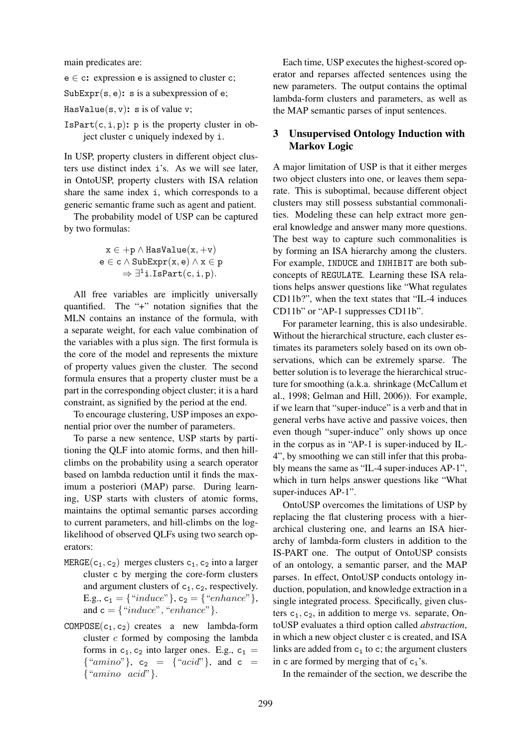main predicates are:

$\mathtt{e} \in \mathtt{c}$: expression e is assigned to cluster c;

$\mathtt{SubExpr(s, e)}$: s is a subexpression of e;

$\mathtt{HasValue(s, v)}$: s is of value v;

$\mathtt{IsPart(c, i, p)}$: p is the property cluster in object cluster c uniquely indexed by i.

In USP, property clusters in different object clusters use distinct index i's. As we will see later, in OntoUSP, property clusters with ISA relation share the same index i, which corresponds to a generic semantic frame such as agent and patient.

The probability model of USP can be captured by two formulas:

$$\mathtt{x} \in +\mathtt{p} \wedge \mathtt{HasValue(x, +v)}$$
$$\mathtt{e} \in \mathtt{c} \wedge \mathtt{SubExpr(x, e)} \wedge \mathtt{x} \in \mathtt{p}$$
$$\Rightarrow \exists^1 \mathtt{i}.\mathtt{IsPart(c, i, p)}.$$

All free variables are implicitly universally quantified. The "+" notation signifies that the MLN contains an instance of the formula, with a separate weight, for each value combination of the variables with a plus sign. The first formula is the core of the model and represents the mixture of property values given the cluster. The second formula ensures that a property cluster must be a part in the corresponding object cluster; it is a hard constraint, as signified by the period at the end.

To encourage clustering, USP imposes an exponential prior over the number of parameters.

To parse a new sentence, USP starts by partitioning the QLF into atomic forms, and then hill-climbs on the probability using a search operator based on lambda reduction until it finds the maximum a posteriori (MAP) parse. During learning, USP starts with clusters of atomic forms, maintains the optimal semantic parses according to current parameters, and hill-climbs on the log-likelihood of observed QLFs using two search operators:

$\mathtt{MERGE}(\mathtt{c}_1, \mathtt{c}_2)$ merges clusters $\mathtt{c}_1, \mathtt{c}_2$ into a larger cluster c by merging the core-form clusters and argument clusters of $\mathtt{c}_1, \mathtt{c}_2$, respectively. E.g., $\mathtt{c}_1 = \{$"*induce*"$\}$, $\mathtt{c}_2 = \{$"*enhance*"$\}$, and $\mathtt{c} = \{$"*induce*", "*enhance*"$\}$.

$\mathtt{COMPOSE}(\mathtt{c}_1, \mathtt{c}_2)$ creates a new lambda-form cluster $c$ formed by composing the lambda forms in $\mathtt{c}_1, \mathtt{c}_2$ into larger ones. E.g., $\mathtt{c}_1 = \{$"*amino*"$\}$, $\mathtt{c}_2 = \{$"*acid*"$\}$, and $\mathtt{c} = \{$"*amino acid*"$\}$.

Each time, USP executes the highest-scored operator and reparses affected sentences using the new parameters. The output contains the optimal lambda-form clusters and parameters, as well as the MAP semantic parses of input sentences.

## 3 Unsupervised Ontology Induction with Markov Logic

A major limitation of USP is that it either merges two object clusters into one, or leaves them separate. This is suboptimal, because different object clusters may still possess substantial commonalities. Modeling these can help extract more general knowledge and answer many more questions. The best way to capture such commonalities is by forming an ISA hierarchy among the clusters. For example, INDUCE and INHIBIT are both subconcepts of REGULATE. Learning these ISA relations helps answer questions like "What regulates CD11b?", when the text states that "IL-4 induces CD11b" or "AP-1 suppresses CD11b".

For parameter learning, this is also undesirable. Without the hierarchical structure, each cluster estimates its parameters solely based on its own observations, which can be extremely sparse. The better solution is to leverage the hierarchical structure for smoothing (a.k.a. shrinkage (McCallum et al., 1998; Gelman and Hill, 2006)). For example, if we learn that "super-induce" is a verb and that in general verbs have active and passive voices, then even though "super-induce" only shows up once in the corpus as in "AP-1 is super-induced by IL-4", by smoothing we can still infer that this probably means the same as "IL-4 super-induces AP-1", which in turn helps answer questions like "What super-induces AP-1".

OntoUSP overcomes the limitations of USP by replacing the flat clustering process with a hierarchical clustering one, and learns an ISA hierarchy of lambda-form clusters in addition to the IS-PART one. The output of OntoUSP consists of an ontology, a semantic parser, and the MAP parses. In effect, OntoUSP conducts ontology induction, population, and knowledge extraction in a single integrated process. Specifically, given clusters $\mathtt{c}_1, \mathtt{c}_2$, in addition to merge vs. separate, OntoUSP evaluates a third option called *abstraction*, in which a new object cluster c is created, and ISA links are added from $\mathtt{c}_\mathtt{i}$ to c; the argument clusters in c are formed by merging that of $\mathtt{c}_\mathtt{i}$'s.

In the remainder of the section, we describe the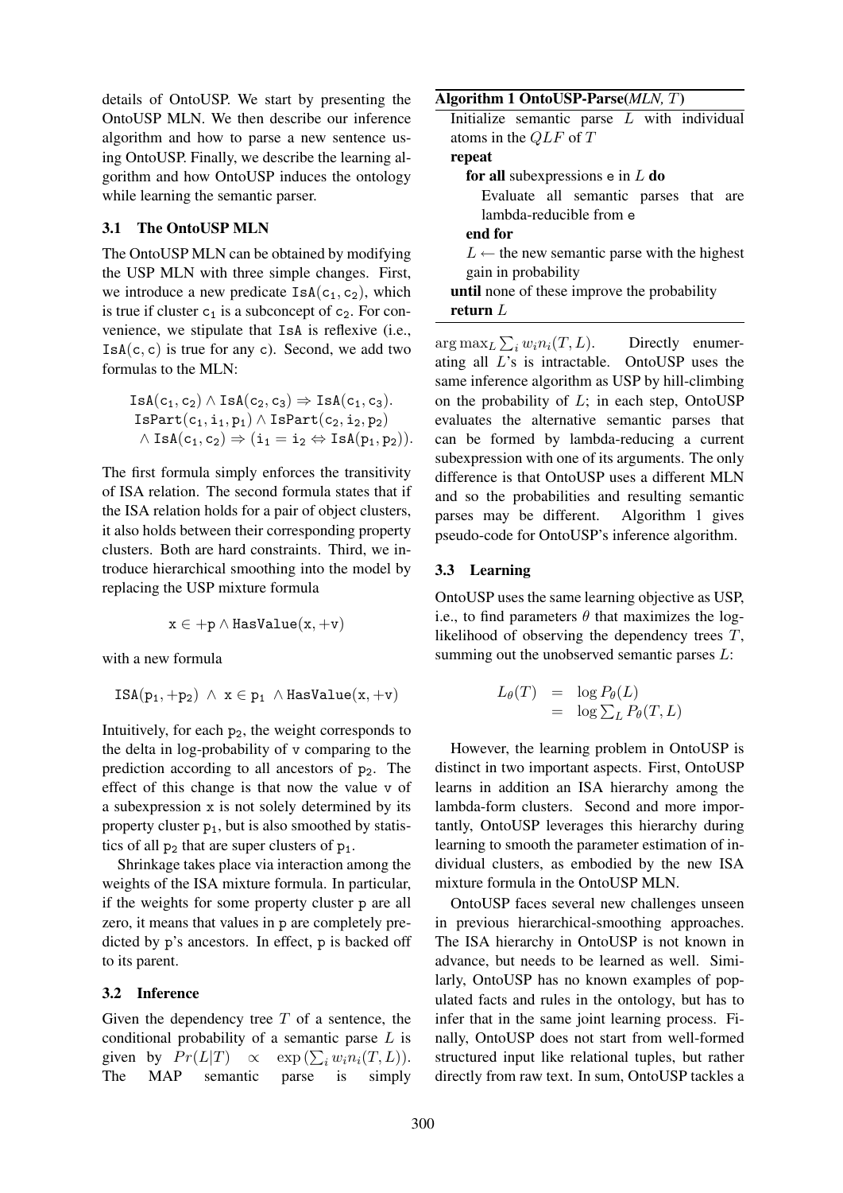details of OntoUSP. We start by presenting the OntoUSP MLN. We then describe our inference algorithm and how to parse a new sentence using OntoUSP. Finally, we describe the learning algorithm and how OntoUSP induces the ontology while learning the semantic parser.

### 3.1 The OntoUSP MLN

The OntoUSP MLN can be obtained by modifying the USP MLN with three simple changes. First, we introduce a new predicate $\mathtt{IsA}(\mathtt{c}_1, \mathtt{c}_2)$, which is true if cluster $\mathtt{c}_1$ is a subconcept of $\mathtt{c}_2$. For convenience, we stipulate that IsA is reflexive (i.e., $\mathtt{IsA}(\mathtt{c}, \mathtt{c})$ is true for any c). Second, we add two formulas to the MLN:

$$\mathtt{IsA}(\mathtt{c}_1, \mathtt{c}_2) \wedge \mathtt{IsA}(\mathtt{c}_2, \mathtt{c}_3) \Rightarrow \mathtt{IsA}(\mathtt{c}_1, \mathtt{c}_3).$$

$$\mathtt{IsPart}(\mathtt{c}_1, \mathtt{i}_1, \mathtt{p}_1) \wedge \mathtt{IsPart}(\mathtt{c}_2, \mathtt{i}_2, \mathtt{p}_2) \wedge \mathtt{IsA}(\mathtt{c}_1, \mathtt{c}_2) \Rightarrow (\mathtt{i}_1 = \mathtt{i}_2 \Leftrightarrow \mathtt{IsA}(\mathtt{p}_1, \mathtt{p}_2)).$$

The first formula simply enforces the transitivity of ISA relation. The second formula states that if the ISA relation holds for a pair of object clusters, it also holds between their corresponding property clusters. Both are hard constraints. Third, we introduce hierarchical smoothing into the model by replacing the USP mixture formula

$$\mathtt{x} \in +\mathtt{p} \wedge \mathtt{HasValue}(\mathtt{x}, +\mathtt{v})$$

with a new formula

$$\mathtt{ISA}(\mathtt{p}_1, +\mathtt{p}_2) \ \wedge \ \mathtt{x} \in \mathtt{p}_1 \ \wedge \mathtt{HasValue}(\mathtt{x}, +\mathtt{v})$$

Intuitively, for each $\mathtt{p}_2$, the weight corresponds to the delta in log-probability of v comparing to the prediction according to all ancestors of $\mathtt{p}_2$. The effect of this change is that now the value v of a subexpression x is not solely determined by its property cluster $\mathtt{p}_1$, but is also smoothed by statistics of all $\mathtt{p}_2$ that are super clusters of $\mathtt{p}_1$.

Shrinkage takes place via interaction among the weights of the ISA mixture formula. In particular, if the weights for some property cluster p are all zero, it means that values in p are completely predicted by p's ancestors. In effect, p is backed off to its parent.

### 3.2 Inference

Given the dependency tree $T$ of a sentence, the conditional probability of a semantic parse $L$ is given by $Pr(L|T) \propto \exp\left(\sum_i w_i n_i(T, L)\right)$. The MAP semantic parse is simply $\arg\max_L \sum_i w_i n_i(T, L)$. Directly enumerating all $L$'s is intractable. OntoUSP uses the same inference algorithm as USP by hill-climbing on the probability of $L$; in each step, OntoUSP evaluates the alternative semantic parses that can be formed by lambda-reducing a current subexpression with one of its arguments. The only difference is that OntoUSP uses a different MLN and so the probabilities and resulting semantic parses may be different. Algorithm 1 gives pseudo-code for OntoUSP's inference algorithm.

**Algorithm 1 OntoUSP-Parse(*MLN*, $T$)**

```
Initialize semantic parse L with individual atoms in the QLF of T
repeat
    for all subexpressions e in L do
        Evaluate all semantic parses that are lambda-reducible from e
    end for
    L ← the new semantic parse with the highest gain in probability
until none of these improve the probability
return L
```

### 3.3 Learning

OntoUSP uses the same learning objective as USP, i.e., to find parameters $\theta$ that maximizes the log-likelihood of observing the dependency trees $T$, summing out the unobserved semantic parses $L$:

$$\begin{aligned} L_\theta(T) &= \log P_\theta(L) \\ &= \log \textstyle\sum_L P_\theta(T, L) \end{aligned}$$

However, the learning problem in OntoUSP is distinct in two important aspects. First, OntoUSP learns in addition an ISA hierarchy among the lambda-form clusters. Second and more importantly, OntoUSP leverages this hierarchy during learning to smooth the parameter estimation of individual clusters, as embodied by the new ISA mixture formula in the OntoUSP MLN.

OntoUSP faces several new challenges unseen in previous hierarchical-smoothing approaches. The ISA hierarchy in OntoUSP is not known in advance, but needs to be learned as well. Similarly, OntoUSP has no known examples of populated facts and rules in the ontology, but has to infer that in the same joint learning process. Finally, OntoUSP does not start from well-formed structured input like relational tuples, but rather directly from raw text. In sum, OntoUSP tackles a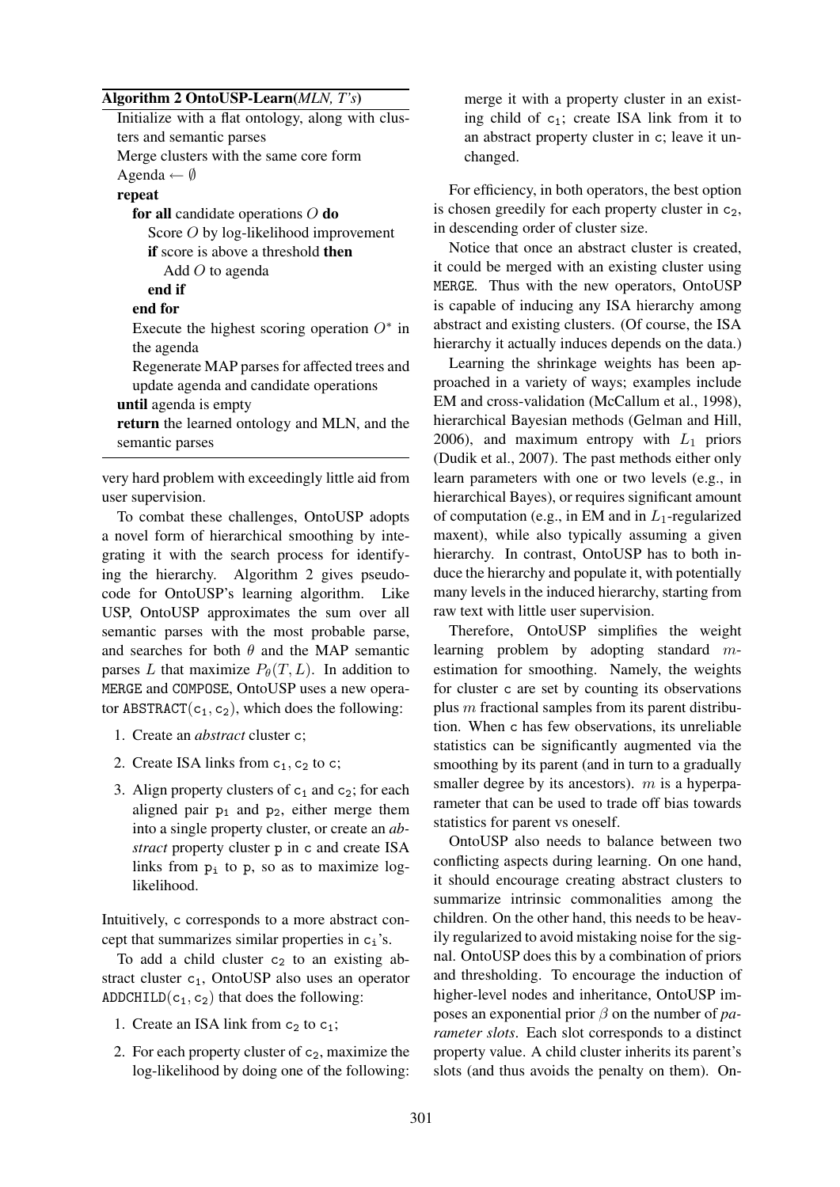**Algorithm 2 OntoUSP-Learn(*MLN, T's*)**

```
Initialize with a flat ontology, along with clusters and semantic parses
Merge clusters with the same core form
Agenda ← ∅
repeat
   for all candidate operations O do
      Score O by log-likelihood improvement
      if score is above a threshold then
         Add O to agenda
      end if
   end for
   Execute the highest scoring operation O* in the agenda
   Regenerate MAP parses for affected trees and update agenda and candidate operations
until agenda is empty
return the learned ontology and MLN, and the semantic parses
```

very hard problem with exceedingly little aid from user supervision.

To combat these challenges, OntoUSP adopts a novel form of hierarchical smoothing by integrating it with the search process for identifying the hierarchy. Algorithm 2 gives pseudocode for OntoUSP's learning algorithm. Like USP, OntoUSP approximates the sum over all semantic parses with the most probable parse, and searches for both $\theta$ and the MAP semantic parses $L$ that maximize $P_\theta(T, L)$. In addition to MERGE and COMPOSE, OntoUSP uses a new operator ABSTRACT($c_1, c_2$), which does the following:

1. Create an *abstract* cluster c;
2. Create ISA links from $c_1, c_2$ to c;
3. Align property clusters of $c_1$ and $c_2$; for each aligned pair $p_1$ and $p_2$, either merge them into a single property cluster, or create an *abstract* property cluster p in c and create ISA links from $p_i$ to p, so as to maximize log-likelihood.

Intuitively, c corresponds to a more abstract concept that summarizes similar properties in $c_i$'s.

To add a child cluster $c_2$ to an existing abstract cluster $c_1$, OntoUSP also uses an operator ADDCHILD($c_1, c_2$) that does the following:

1. Create an ISA link from $c_2$ to $c_1$;
2. For each property cluster of $c_2$, maximize the log-likelihood by doing one of the following: merge it with a property cluster in an existing child of $c_1$; create ISA link from it to an abstract property cluster in c; leave it unchanged.

For efficiency, in both operators, the best option is chosen greedily for each property cluster in $c_2$, in descending order of cluster size.

Notice that once an abstract cluster is created, it could be merged with an existing cluster using MERGE. Thus with the new operators, OntoUSP is capable of inducing any ISA hierarchy among abstract and existing clusters. (Of course, the ISA hierarchy it actually induces depends on the data.)

Learning the shrinkage weights has been approached in a variety of ways; examples include EM and cross-validation (McCallum et al., 1998), hierarchical Bayesian methods (Gelman and Hill, 2006), and maximum entropy with $L_1$ priors (Dudik et al., 2007). The past methods either only learn parameters with one or two levels (e.g., in hierarchical Bayes), or requires significant amount of computation (e.g., in EM and in $L_1$-regularized maxent), while also typically assuming a given hierarchy. In contrast, OntoUSP has to both induce the hierarchy and populate it, with potentially many levels in the induced hierarchy, starting from raw text with little user supervision.

Therefore, OntoUSP simplifies the weight learning problem by adopting standard $m$-estimation for smoothing. Namely, the weights for cluster c are set by counting its observations plus $m$ fractional samples from its parent distribution. When c has few observations, its unreliable statistics can be significantly augmented via the smoothing by its parent (and in turn to a gradually smaller degree by its ancestors). $m$ is a hyperparameter that can be used to trade off bias towards statistics for parent vs oneself.

OntoUSP also needs to balance between two conflicting aspects during learning. On one hand, it should encourage creating abstract clusters to summarize intrinsic commonalities among the children. On the other hand, this needs to be heavily regularized to avoid mistaking noise for the signal. OntoUSP does this by a combination of priors and thresholding. To encourage the induction of higher-level nodes and inheritance, OntoUSP imposes an exponential prior $\beta$ on the number of *parameter slots*. Each slot corresponds to a distinct property value. A child cluster inherits its parent's slots (and thus avoids the penalty on them). On-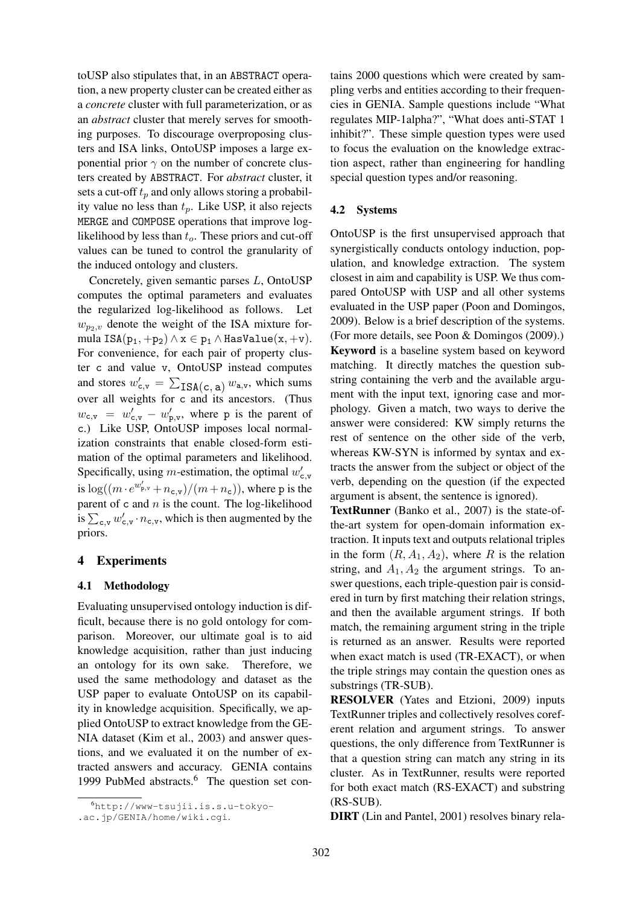toUSP also stipulates that, in an ABSTRACT operation, a new property cluster can be created either as a *concrete* cluster with full parameterization, or as an *abstract* cluster that merely serves for smoothing purposes. To discourage overproposing clusters and ISA links, OntoUSP imposes a large exponential prior $\gamma$ on the number of concrete clusters created by ABSTRACT. For *abstract* cluster, it sets a cut-off $t_p$ and only allows storing a probability value no less than $t_p$. Like USP, it also rejects MERGE and COMPOSE operations that improve log-likelihood by less than $t_o$. These priors and cut-off values can be tuned to control the granularity of the induced ontology and clusters.

Concretely, given semantic parses $L$, OntoUSP computes the optimal parameters and evaluates the regularized log-likelihood as follows. Let $w_{p_2,v}$ denote the weight of the ISA mixture formula $\mathtt{ISA}(\mathtt{p_1}, +\mathtt{p_2}) \wedge \mathtt{x} \in \mathtt{p_1} \wedge \mathtt{HasValue}(\mathtt{x}, +\mathtt{v})$. For convenience, for each pair of property cluster c and value v, OntoUSP instead computes and stores $w'_{\mathtt{c},\mathtt{v}} = \sum_{\mathtt{ISA}(\mathtt{c},\mathtt{a})} w_{\mathtt{a},\mathtt{v}}$, which sums over all weights for c and its ancestors. (Thus $w_{\mathtt{c},\mathtt{v}} = w'_{\mathtt{c},\mathtt{v}} - w'_{\mathtt{p},\mathtt{v}}$, where p is the parent of c.) Like USP, OntoUSP imposes local normalization constraints that enable closed-form estimation of the optimal parameters and likelihood. Specifically, using $m$-estimation, the optimal $w'_{\mathtt{c},\mathtt{v}}$ is $\log((m \cdot e^{w'_{\mathtt{p},\mathtt{v}}} + n_{\mathtt{c},\mathtt{v}})/(m + n_{\mathtt{c}}))$, where p is the parent of c and $n$ is the count. The log-likelihood is $\sum_{\mathtt{c},\mathtt{v}} w'_{\mathtt{c},\mathtt{v}} \cdot n_{\mathtt{c},\mathtt{v}}$, which is then augmented by the priors.

## 4 Experiments

### 4.1 Methodology

Evaluating unsupervised ontology induction is difficult, because there is no gold ontology for comparison. Moreover, our ultimate goal is to aid knowledge acquisition, rather than just inducing an ontology for its own sake. Therefore, we used the same methodology and dataset as the USP paper to evaluate OntoUSP on its capability in knowledge acquisition. Specifically, we applied OntoUSP to extract knowledge from the GENIA dataset (Kim et al., 2003) and answer questions, and we evaluated it on the number of extracted answers and accuracy. GENIA contains 1999 PubMed abstracts.[6] The question set contains 2000 questions which were created by sampling verbs and entities according to their frequencies in GENIA. Sample questions include "What regulates MIP-1alpha?", "What does anti-STAT 1 inhibit?". These simple question types were used to focus the evaluation on the knowledge extraction aspect, rather than engineering for handling special question types and/or reasoning.

[6] http://www-tsujii.is.s.u-tokyo-.ac.jp/GENIA/home/wiki.cgi.

### 4.2 Systems

OntoUSP is the first unsupervised approach that synergistically conducts ontology induction, population, and knowledge extraction. The system closest in aim and capability is USP. We thus compared OntoUSP with USP and all other systems evaluated in the USP paper (Poon and Domingos, 2009). Below is a brief description of the systems. (For more details, see Poon & Domingos (2009).)

**Keyword** is a baseline system based on keyword matching. It directly matches the question substring containing the verb and the available argument with the input text, ignoring case and morphology. Given a match, two ways to derive the answer were considered: KW simply returns the rest of sentence on the other side of the verb, whereas KW-SYN is informed by syntax and extracts the answer from the subject or object of the verb, depending on the question (if the expected argument is absent, the sentence is ignored).

**TextRunner** (Banko et al., 2007) is the state-of-the-art system for open-domain information extraction. It inputs text and outputs relational triples in the form $(R, A_1, A_2)$, where $R$ is the relation string, and $A_1, A_2$ the argument strings. To answer questions, each triple-question pair is considered in turn by first matching their relation strings, and then the available argument strings. If both match, the remaining argument string in the triple is returned as an answer. Results were reported when exact match is used (TR-EXACT), or when the triple strings may contain the question ones as substrings (TR-SUB).

**RESOLVER** (Yates and Etzioni, 2009) inputs TextRunner triples and collectively resolves coreferent relation and argument strings. To answer questions, the only difference from TextRunner is that a question string can match any string in its cluster. As in TextRunner, results were reported for both exact match (RS-EXACT) and substring (RS-SUB).

**DIRT** (Lin and Pantel, 2001) resolves binary rela-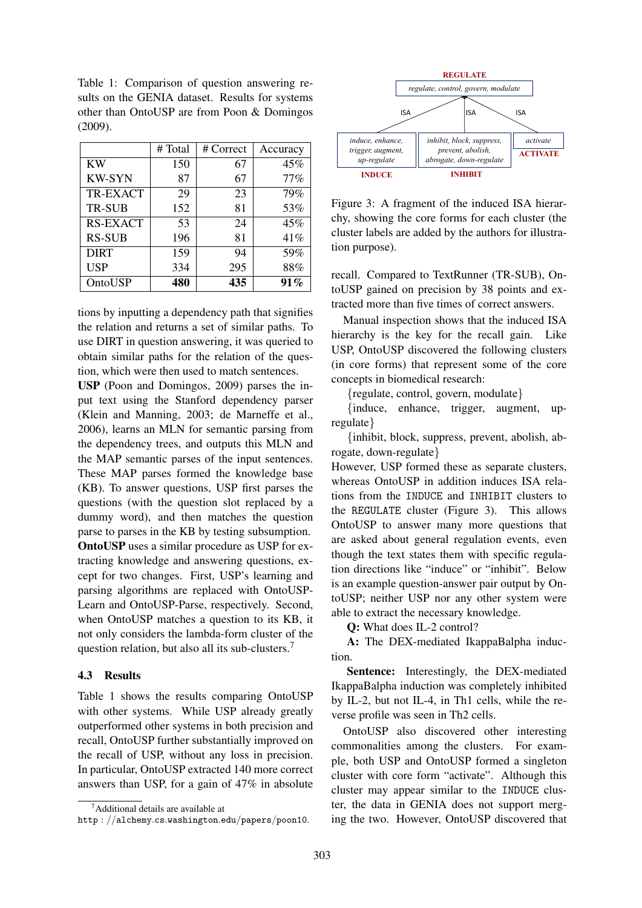Table 1: Comparison of question answering results on the GENIA dataset. Results for systems other than OntoUSP are from Poon & Domingos (2009).

| | # Total | # Correct | Accuracy |
|---|---|---|---|
| KW | 150 | 67 | 45% |
| KW-SYN | 87 | 67 | 77% |
| TR-EXACT | 29 | 23 | 79% |
| TR-SUB | 152 | 81 | 53% |
| RS-EXACT | 53 | 24 | 45% |
| RS-SUB | 196 | 81 | 41% |
| DIRT | 159 | 94 | 59% |
| USP | 334 | 295 | 88% |
| OntoUSP | **480** | **435** | **91%** |

tions by inputting a dependency path that signifies the relation and returns a set of similar paths. To use DIRT in question answering, it was queried to obtain similar paths for the relation of the question, which were then used to match sentences.

**USP** (Poon and Domingos, 2009) parses the input text using the Stanford dependency parser (Klein and Manning, 2003; de Marneffe et al., 2006), learns an MLN for semantic parsing from the dependency trees, and outputs this MLN and the MAP semantic parses of the input sentences. These MAP parses formed the knowledge base (KB). To answer questions, USP first parses the questions (with the question slot replaced by a dummy word), and then matches the question parse to parses in the KB by testing subsumption.

**OntoUSP** uses a similar procedure as USP for extracting knowledge and answering questions, except for two changes. First, USP's learning and parsing algorithms are replaced with OntoUSP-Learn and OntoUSP-Parse, respectively. Second, when OntoUSP matches a question to its KB, it not only considers the lambda-form cluster of the question relation, but also all its sub-clusters.[7]

### 4.3 Results

Table 1 shows the results comparing OntoUSP with other systems. While USP already greatly outperformed other systems in both precision and recall, OntoUSP further substantially improved on the recall of USP, without any loss in precision. In particular, OntoUSP extracted 140 more correct answers than USP, for a gain of 47% in absolute

[7]Additional details are available at http://alchemy.cs.washington.edu/papers/poon10.

REGULATE: regulate, control, govern, modulate
ISA → INDUCE: induce, enhance, trigger, augment, up-regulate
ISA → INHIBIT: inhibit, block, suppress, prevent, abolish, abrogate, down-regulate
ISA → ACTIVATE: activate

Figure 3: A fragment of the induced ISA hierarchy, showing the core forms for each cluster (the cluster labels are added by the authors for illustration purpose).

recall. Compared to TextRunner (TR-SUB), OntoUSP gained on precision by 38 points and extracted more than five times of correct answers.

Manual inspection shows that the induced ISA hierarchy is the key for the recall gain. Like USP, OntoUSP discovered the following clusters (in core forms) that represent some of the core concepts in biomedical research:

{regulate, control, govern, modulate}

{induce, enhance, trigger, augment, up-regulate}

{inhibit, block, suppress, prevent, abolish, abrogate, down-regulate}

However, USP formed these as separate clusters, whereas OntoUSP in addition induces ISA relations from the INDUCE and INHIBIT clusters to the REGULATE cluster (Figure 3). This allows OntoUSP to answer many more questions that are asked about general regulation events, even though the text states them with specific regulation directions like "induce" or "inhibit". Below is an example question-answer pair output by OntoUSP; neither USP nor any other system were able to extract the necessary knowledge.

**Q:** What does IL-2 control?

**A:** The DEX-mediated IkappaBalpha induction.

**Sentence:** Interestingly, the DEX-mediated IkappaBalpha induction was completely inhibited by IL-2, but not IL-4, in Th1 cells, while the reverse profile was seen in Th2 cells.

OntoUSP also discovered other interesting commonalities among the clusters. For example, both USP and OntoUSP formed a singleton cluster with core form "activate". Although this cluster may appear similar to the INDUCE cluster, the data in GENIA does not support merging the two. However, OntoUSP discovered that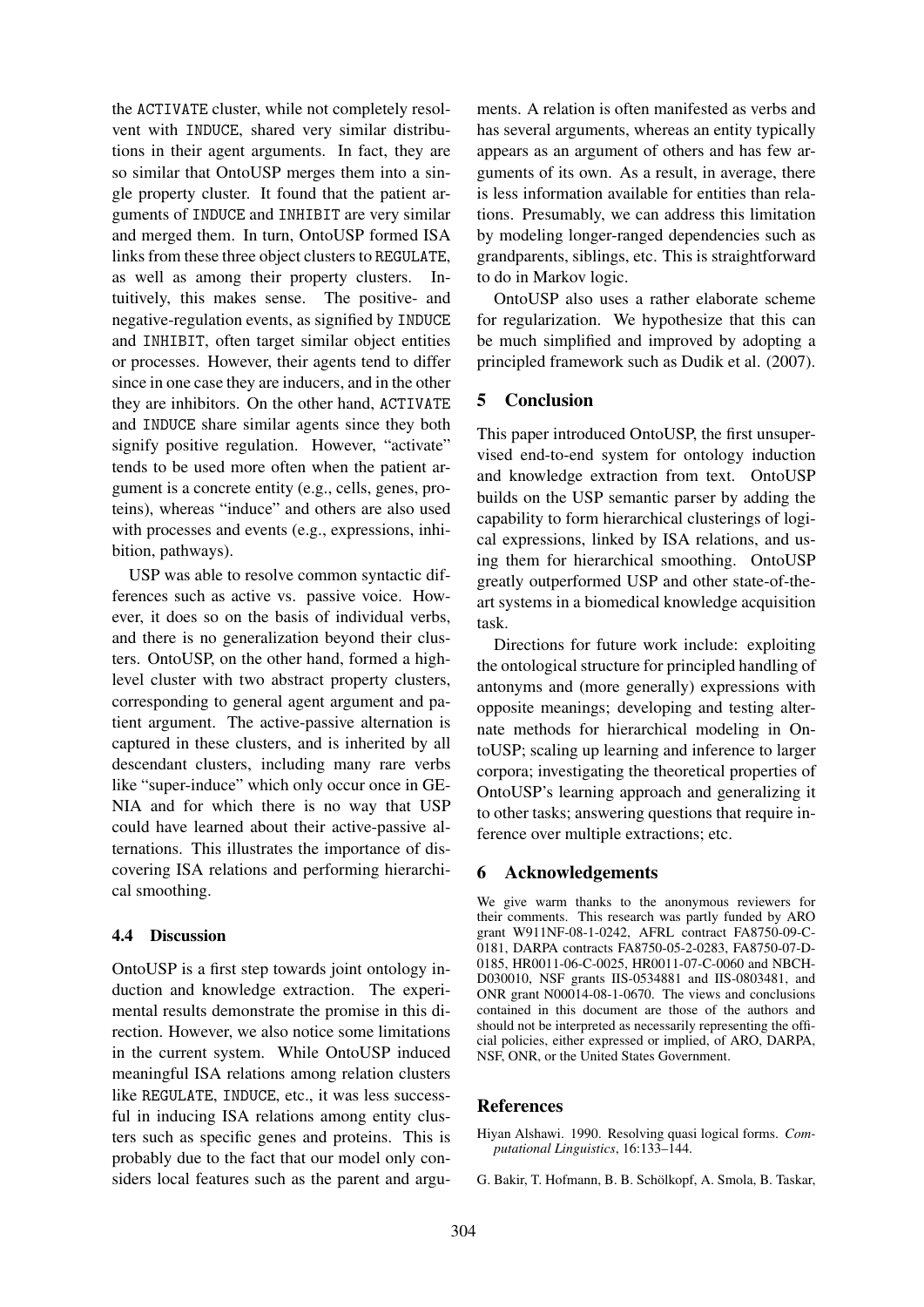the ACTIVATE cluster, while not completely resolvent with INDUCE, shared very similar distributions in their agent arguments. In fact, they are so similar that OntoUSP merges them into a single property cluster. It found that the patient arguments of INDUCE and INHIBIT are very similar and merged them. In turn, OntoUSP formed ISA links from these three object clusters to REGULATE, as well as among their property clusters. Intuitively, this makes sense. The positive- and negative-regulation events, as signified by INDUCE and INHIBIT, often target similar object entities or processes. However, their agents tend to differ since in one case they are inducers, and in the other they are inhibitors. On the other hand, ACTIVATE and INDUCE share similar agents since they both signify positive regulation. However, "activate" tends to be used more often when the patient argument is a concrete entity (e.g., cells, genes, proteins), whereas "induce" and others are also used with processes and events (e.g., expressions, inhibition, pathways).

USP was able to resolve common syntactic differences such as active vs. passive voice. However, it does so on the basis of individual verbs, and there is no generalization beyond their clusters. OntoUSP, on the other hand, formed a high-level cluster with two abstract property clusters, corresponding to general agent argument and patient argument. The active-passive alternation is captured in these clusters, and is inherited by all descendant clusters, including many rare verbs like "super-induce" which only occur once in GENIA and for which there is no way that USP could have learned about their active-passive alternations. This illustrates the importance of discovering ISA relations and performing hierarchical smoothing.

### 4.4 Discussion

OntoUSP is a first step towards joint ontology induction and knowledge extraction. The experimental results demonstrate the promise in this direction. However, we also notice some limitations in the current system. While OntoUSP induced meaningful ISA relations among relation clusters like REGULATE, INDUCE, etc., it was less successful in inducing ISA relations among entity clusters such as specific genes and proteins. This is probably due to the fact that our model only considers local features such as the parent and arguments. A relation is often manifested as verbs and has several arguments, whereas an entity typically appears as an argument of others and has few arguments of its own. As a result, in average, there is less information available for entities than relations. Presumably, we can address this limitation by modeling longer-ranged dependencies such as grandparents, siblings, etc. This is straightforward to do in Markov logic.

OntoUSP also uses a rather elaborate scheme for regularization. We hypothesize that this can be much simplified and improved by adopting a principled framework such as Dudik et al. (2007).

## 5 Conclusion

This paper introduced OntoUSP, the first unsupervised end-to-end system for ontology induction and knowledge extraction from text. OntoUSP builds on the USP semantic parser by adding the capability to form hierarchical clusterings of logical expressions, linked by ISA relations, and using them for hierarchical smoothing. OntoUSP greatly outperformed USP and other state-of-the-art systems in a biomedical knowledge acquisition task.

Directions for future work include: exploiting the ontological structure for principled handling of antonyms and (more generally) expressions with opposite meanings; developing and testing alternate methods for hierarchical modeling in OntoUSP; scaling up learning and inference to larger corpora; investigating the theoretical properties of OntoUSP's learning approach and generalizing it to other tasks; answering questions that require inference over multiple extractions; etc.

## 6 Acknowledgements

We give warm thanks to the anonymous reviewers for their comments. This research was partly funded by ARO grant W911NF-08-1-0242, AFRL contract FA8750-09-C-0181, DARPA contracts FA8750-05-2-0283, FA8750-07-D-0185, HR0011-06-C-0025, HR0011-07-C-0060 and NBCH-D030010, NSF grants IIS-0534881 and IIS-0803481, and ONR grant N00014-08-1-0670. The views and conclusions contained in this document are those of the authors and should not be interpreted as necessarily representing the official policies, either expressed or implied, of ARO, DARPA, NSF, ONR, or the United States Government.

## References

Hiyan Alshawi. 1990. Resolving quasi logical forms. *Computational Linguistics*, 16:133–144.

G. Bakir, T. Hofmann, B. B. Schölkopf, A. Smola, B. Taskar,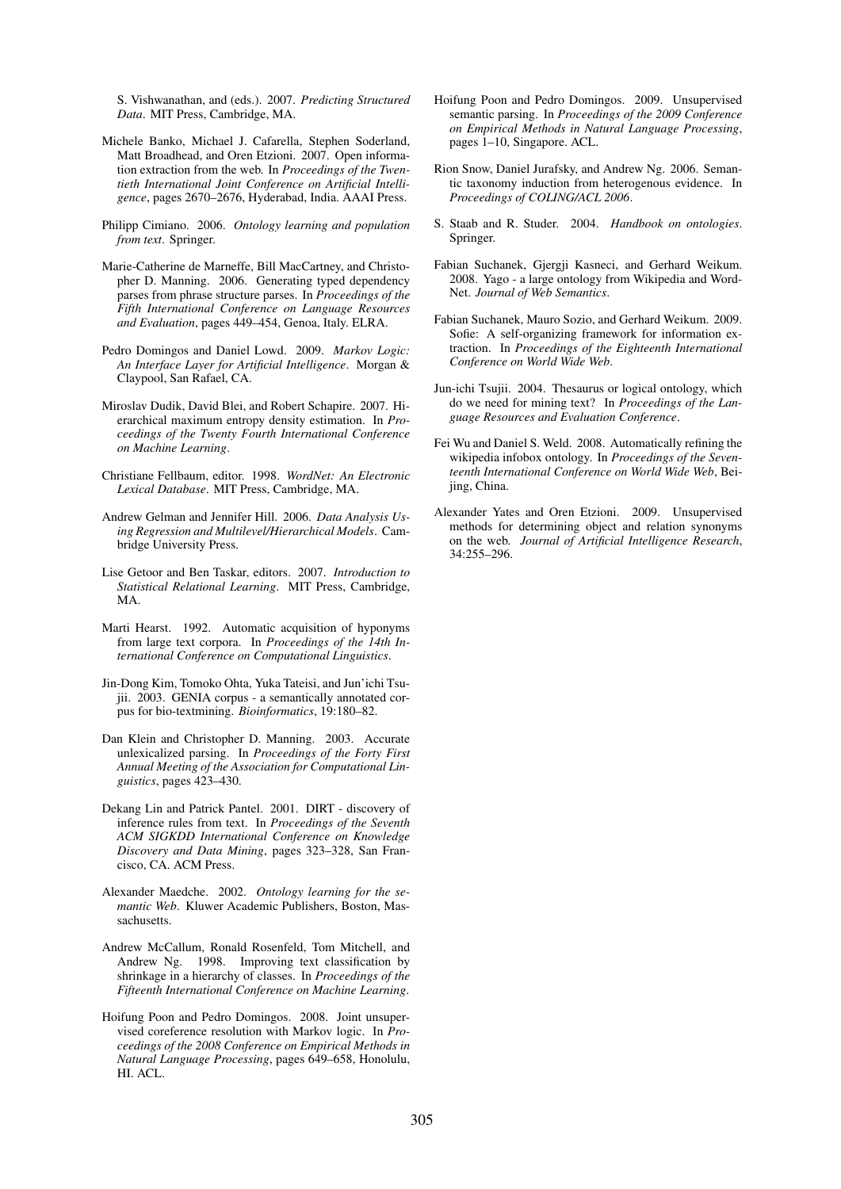S. Vishwanathan, and (eds.). 2007. *Predicting Structured Data*. MIT Press, Cambridge, MA.

Michele Banko, Michael J. Cafarella, Stephen Soderland, Matt Broadhead, and Oren Etzioni. 2007. Open information extraction from the web. In *Proceedings of the Twentieth International Joint Conference on Artificial Intelligence*, pages 2670–2676, Hyderabad, India. AAAI Press.

Philipp Cimiano. 2006. *Ontology learning and population from text*. Springer.

Marie-Catherine de Marneffe, Bill MacCartney, and Christopher D. Manning. 2006. Generating typed dependency parses from phrase structure parses. In *Proceedings of the Fifth International Conference on Language Resources and Evaluation*, pages 449–454, Genoa, Italy. ELRA.

Pedro Domingos and Daniel Lowd. 2009. *Markov Logic: An Interface Layer for Artificial Intelligence*. Morgan & Claypool, San Rafael, CA.

Miroslav Dudik, David Blei, and Robert Schapire. 2007. Hierarchical maximum entropy density estimation. In *Proceedings of the Twenty Fourth International Conference on Machine Learning*.

Christiane Fellbaum, editor. 1998. *WordNet: An Electronic Lexical Database*. MIT Press, Cambridge, MA.

Andrew Gelman and Jennifer Hill. 2006. *Data Analysis Using Regression and Multilevel/Hierarchical Models*. Cambridge University Press.

Lise Getoor and Ben Taskar, editors. 2007. *Introduction to Statistical Relational Learning*. MIT Press, Cambridge, MA.

Marti Hearst. 1992. Automatic acquisition of hyponyms from large text corpora. In *Proceedings of the 14th International Conference on Computational Linguistics*.

Jin-Dong Kim, Tomoko Ohta, Yuka Tateisi, and Jun'ichi Tsujii. 2003. GENIA corpus - a semantically annotated corpus for bio-textmining. *Bioinformatics*, 19:180–82.

Dan Klein and Christopher D. Manning. 2003. Accurate unlexicalized parsing. In *Proceedings of the Forty First Annual Meeting of the Association for Computational Linguistics*, pages 423–430.

Dekang Lin and Patrick Pantel. 2001. DIRT - discovery of inference rules from text. In *Proceedings of the Seventh ACM SIGKDD International Conference on Knowledge Discovery and Data Mining*, pages 323–328, San Francisco, CA. ACM Press.

Alexander Maedche. 2002. *Ontology learning for the semantic Web*. Kluwer Academic Publishers, Boston, Massachusetts.

Andrew McCallum, Ronald Rosenfeld, Tom Mitchell, and Andrew Ng. 1998. Improving text classification by shrinkage in a hierarchy of classes. In *Proceedings of the Fifteenth International Conference on Machine Learning*.

Hoifung Poon and Pedro Domingos. 2008. Joint unsupervised coreference resolution with Markov logic. In *Proceedings of the 2008 Conference on Empirical Methods in Natural Language Processing*, pages 649–658, Honolulu, HI. ACL.

Hoifung Poon and Pedro Domingos. 2009. Unsupervised semantic parsing. In *Proceedings of the 2009 Conference on Empirical Methods in Natural Language Processing*, pages 1–10, Singapore. ACL.

Rion Snow, Daniel Jurafsky, and Andrew Ng. 2006. Semantic taxonomy induction from heterogenous evidence. In *Proceedings of COLING/ACL 2006*.

S. Staab and R. Studer. 2004. *Handbook on ontologies*. Springer.

Fabian Suchanek, Gjergji Kasneci, and Gerhard Weikum. 2008. Yago - a large ontology from Wikipedia and WordNet. *Journal of Web Semantics*.

Fabian Suchanek, Mauro Sozio, and Gerhard Weikum. 2009. Sofie: A self-organizing framework for information extraction. In *Proceedings of the Eighteenth International Conference on World Wide Web*.

Jun-ichi Tsujii. 2004. Thesaurus or logical ontology, which do we need for mining text? In *Proceedings of the Language Resources and Evaluation Conference*.

Fei Wu and Daniel S. Weld. 2008. Automatically refining the wikipedia infobox ontology. In *Proceedings of the Seventeenth International Conference on World Wide Web*, Beijing, China.

Alexander Yates and Oren Etzioni. 2009. Unsupervised methods for determining object and relation synonyms on the web. *Journal of Artificial Intelligence Research*, 34:255–296.